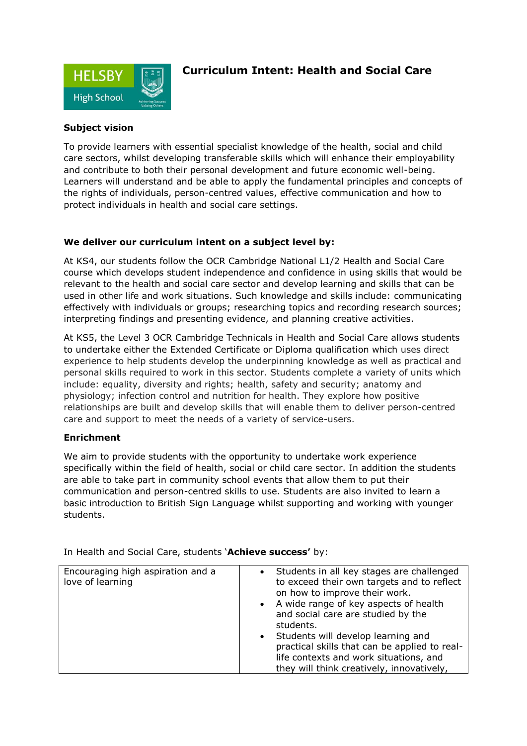# Curriculum Intent: Health and Social Care

### Subject vision

To provide learners with essential specialist knowledge of the health, social and child care sectors, whilst developing transferable skills which will enhance their employability and contribute to both their personal development and future economic well-being. Learners will understand and be able to apply the fundamental principles and concepts of the rights of individuals, person-centred values, effective communication and how to protect individuals in health and social care settings.

### We deliver our curriculum intent on a subject level by:

At KS4, our students follow the OCR Cambridge National L1/2 Health and Social Care course which develops student independence and confidence in using skills that would be relevant to the health and social care sector and develop learning and skills that can be used in other life and work situations. Such knowledge and skills include: communicating effectively with individuals or groups; researching topics and recording research sources; interpreting findings and presenting evidence, and planning creative activities.

At KS5, the Level 3 OCR Cambridge Technicals in Health and Social Care allows students to undertake either the Extended Certificate or Diploma qualification which uses direct experience to help students develop the underpinning knowledge as well as practical and personal skills required to work in this sector. Students complete a variety of units which include: equality, diversity and rights; health, safety and security; anatomy and physiology; infection control and nutrition for health. They explore how positive relationships are built and develop skills that will enable them to deliver person-centred care and support to meet the needs of a variety of service-users.

### Enrichment

We aim to provide students with the opportunity to undertake work experience specifically within the field of health, social or child care sector. In addition the students are able to take part in community school events that allow them to put their communication and person-centred skills to use. Students are also invited to learn a basic introduction to British Sign Language whilst supporting and working with younger students.

In Health and Social Care, students '**Achieve success'** by:

| | |
|---|---|
| Encouraging high aspiration and a love of learning | • Students in all key stages are challenged to exceed their own targets and to reflect on how to improve their work.<br>• A wide range of key aspects of health and social care are studied by the students.<br>• Students will develop learning and practical skills that can be applied to real-life contexts and work situations, and they will think creatively, innovatively, |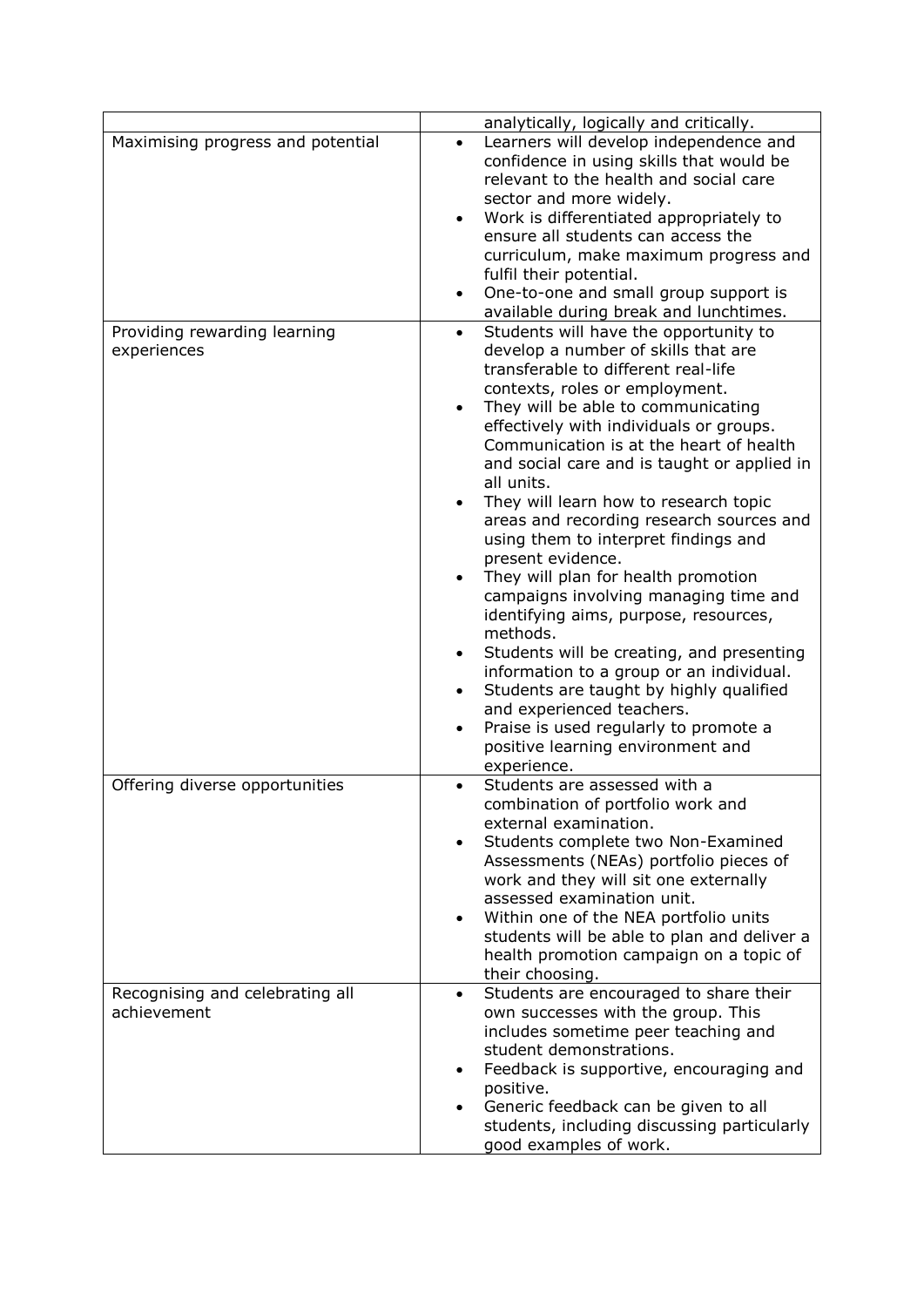| | |
|---|---|
| | analytically, logically and critically. |
| Maximising progress and potential | • Learners will develop independence and confidence in using skills that would be relevant to the health and social care sector and more widely.<br>• Work is differentiated appropriately to ensure all students can access the curriculum, make maximum progress and fulfil their potential.<br>• One-to-one and small group support is available during break and lunchtimes. |
| Providing rewarding learning experiences | • Students will have the opportunity to develop a number of skills that are transferable to different real-life contexts, roles or employment.<br>• They will be able to communicating effectively with individuals or groups. Communication is at the heart of health and social care and is taught or applied in all units.<br>• They will learn how to research topic areas and recording research sources and using them to interpret findings and present evidence.<br>• They will plan for health promotion campaigns involving managing time and identifying aims, purpose, resources, methods.<br>• Students will be creating, and presenting information to a group or an individual.<br>• Students are taught by highly qualified and experienced teachers.<br>• Praise is used regularly to promote a positive learning environment and experience. |
| Offering diverse opportunities | • Students are assessed with a combination of portfolio work and external examination.<br>• Students complete two Non-Examined Assessments (NEAs) portfolio pieces of work and they will sit one externally assessed examination unit.<br>• Within one of the NEA portfolio units students will be able to plan and deliver a health promotion campaign on a topic of their choosing. |
| Recognising and celebrating all achievement | • Students are encouraged to share their own successes with the group. This includes sometime peer teaching and student demonstrations.<br>• Feedback is supportive, encouraging and positive.<br>• Generic feedback can be given to all students, including discussing particularly good examples of work. |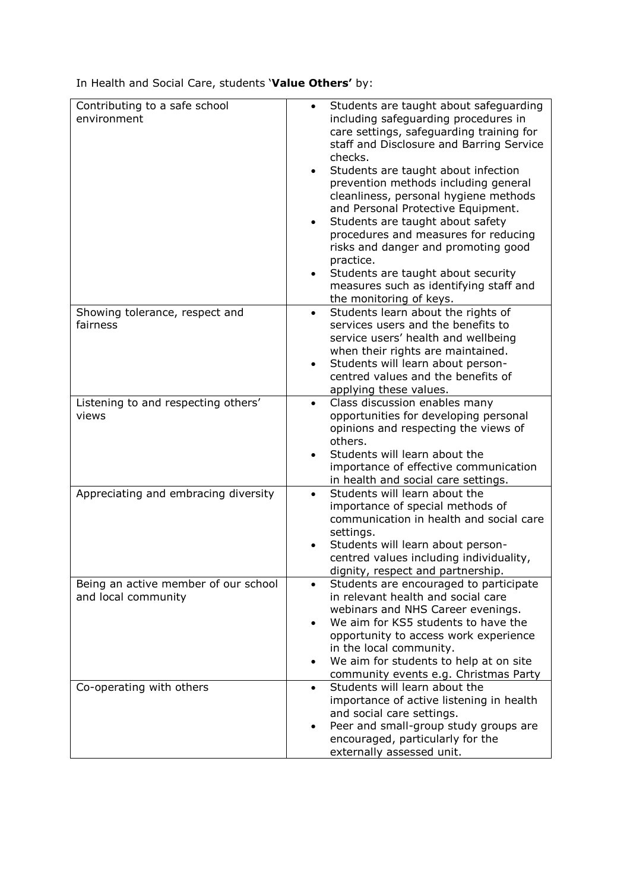In Health and Social Care, students '**Value Others'** by:

| | |
|---|---|
| Contributing to a safe school environment | • Students are taught about safeguarding including safeguarding procedures in care settings, safeguarding training for staff and Disclosure and Barring Service checks.<br>• Students are taught about infection prevention methods including general cleanliness, personal hygiene methods and Personal Protective Equipment.<br>• Students are taught about safety procedures and measures for reducing risks and danger and promoting good practice.<br>• Students are taught about security measures such as identifying staff and the monitoring of keys. |
| Showing tolerance, respect and fairness | • Students learn about the rights of services users and the benefits to service users' health and wellbeing when their rights are maintained.<br>• Students will learn about person-centred values and the benefits of applying these values. |
| Listening to and respecting others' views | • Class discussion enables many opportunities for developing personal opinions and respecting the views of others.<br>• Students will learn about the importance of effective communication in health and social care settings. |
| Appreciating and embracing diversity | • Students will learn about the importance of special methods of communication in health and social care settings.<br>• Students will learn about person-centred values including individuality, dignity, respect and partnership. |
| Being an active member of our school and local community | • Students are encouraged to participate in relevant health and social care webinars and NHS Career evenings.<br>• We aim for KS5 students to have the opportunity to access work experience in the local community.<br>• We aim for students to help at on site community events e.g. Christmas Party |
| Co-operating with others | • Students will learn about the importance of active listening in health and social care settings.<br>• Peer and small-group study groups are encouraged, particularly for the externally assessed unit. |